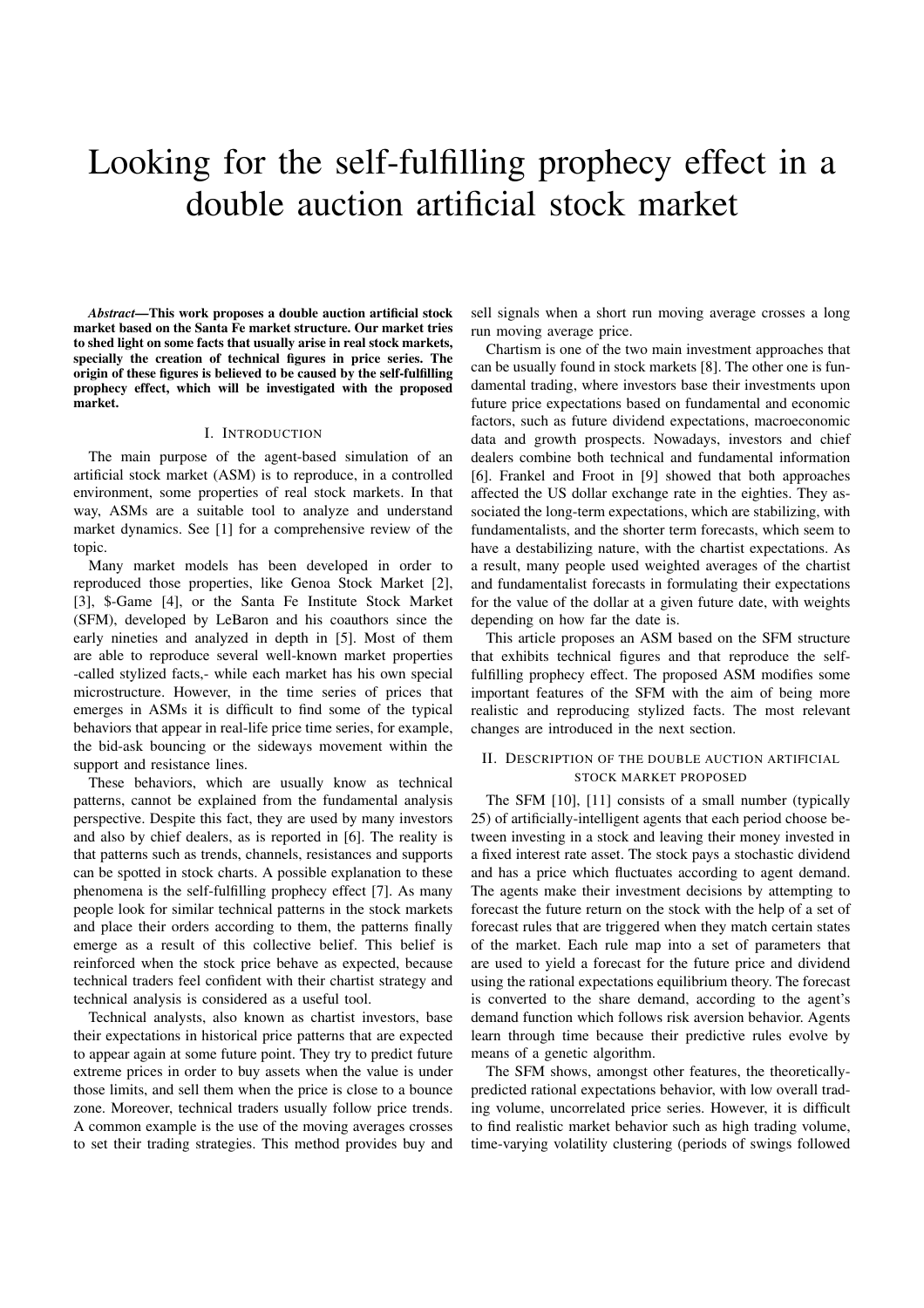# Looking for the self-fulfilling prophecy effect in a double auction artificial stock market

***Abstract*—This work proposes a double auction artificial stock market based on the Santa Fe market structure. Our market tries to shed light on some facts that usually arise in real stock markets, specially the creation of technical figures in price series. The origin of these figures is believed to be caused by the self-fulfilling prophecy effect, which will be investigated with the proposed market.**

## I. Introduction

The main purpose of the agent-based simulation of an artificial stock market (ASM) is to reproduce, in a controlled environment, some properties of real stock markets. In that way, ASMs are a suitable tool to analyze and understand market dynamics. See [1] for a comprehensive review of the topic.

Many market models has been developed in order to reproduced those properties, like Genoa Stock Market [2], [3], \$-Game [4], or the Santa Fe Institute Stock Market (SFM), developed by LeBaron and his coauthors since the early nineties and analyzed in depth in [5]. Most of them are able to reproduce several well-known market properties -called stylized facts,- while each market has his own special microstructure. However, in the time series of prices that emerges in ASMs it is difficult to find some of the typical behaviors that appear in real-life price time series, for example, the bid-ask bouncing or the sideways movement within the support and resistance lines.

These behaviors, which are usually know as technical patterns, cannot be explained from the fundamental analysis perspective. Despite this fact, they are used by many investors and also by chief dealers, as is reported in [6]. The reality is that patterns such as trends, channels, resistances and supports can be spotted in stock charts. A possible explanation to these phenomena is the self-fulfilling prophecy effect [7]. As many people look for similar technical patterns in the stock markets and place their orders according to them, the patterns finally emerge as a result of this collective belief. This belief is reinforced when the stock price behave as expected, because technical traders feel confident with their chartist strategy and technical analysis is considered as a useful tool.

Technical analysts, also known as chartist investors, base their expectations in historical price patterns that are expected to appear again at some future point. They try to predict future extreme prices in order to buy assets when the value is under those limits, and sell them when the price is close to a bounce zone. Moreover, technical traders usually follow price trends. A common example is the use of the moving averages crosses to set their trading strategies. This method provides buy and sell signals when a short run moving average crosses a long run moving average price.

Chartism is one of the two main investment approaches that can be usually found in stock markets [8]. The other one is fundamental trading, where investors base their investments upon future price expectations based on fundamental and economic factors, such as future dividend expectations, macroeconomic data and growth prospects. Nowadays, investors and chief dealers combine both technical and fundamental information [6]. Frankel and Froot in [9] showed that both approaches affected the US dollar exchange rate in the eighties. They associated the long-term expectations, which are stabilizing, with fundamentalists, and the shorter term forecasts, which seem to have a destabilizing nature, with the chartist expectations. As a result, many people used weighted averages of the chartist and fundamentalist forecasts in formulating their expectations for the value of the dollar at a given future date, with weights depending on how far the date is.

This article proposes an ASM based on the SFM structure that exhibits technical figures and that reproduce the self-fulfilling prophecy effect. The proposed ASM modifies some important features of the SFM with the aim of being more realistic and reproducing stylized facts. The most relevant changes are introduced in the next section.

## II. Description of the double auction artificial stock market proposed

The SFM [10], [11] consists of a small number (typically 25) of artificially-intelligent agents that each period choose between investing in a stock and leaving their money invested in a fixed interest rate asset. The stock pays a stochastic dividend and has a price which fluctuates according to agent demand. The agents make their investment decisions by attempting to forecast the future return on the stock with the help of a set of forecast rules that are triggered when they match certain states of the market. Each rule map into a set of parameters that are used to yield a forecast for the future price and dividend using the rational expectations equilibrium theory. The forecast is converted to the share demand, according to the agent's demand function which follows risk aversion behavior. Agents learn through time because their predictive rules evolve by means of a genetic algorithm.

The SFM shows, amongst other features, the theoretically-predicted rational expectations behavior, with low overall trading volume, uncorrelated price series. However, it is difficult to find realistic market behavior such as high trading volume, time-varying volatility clustering (periods of swings followed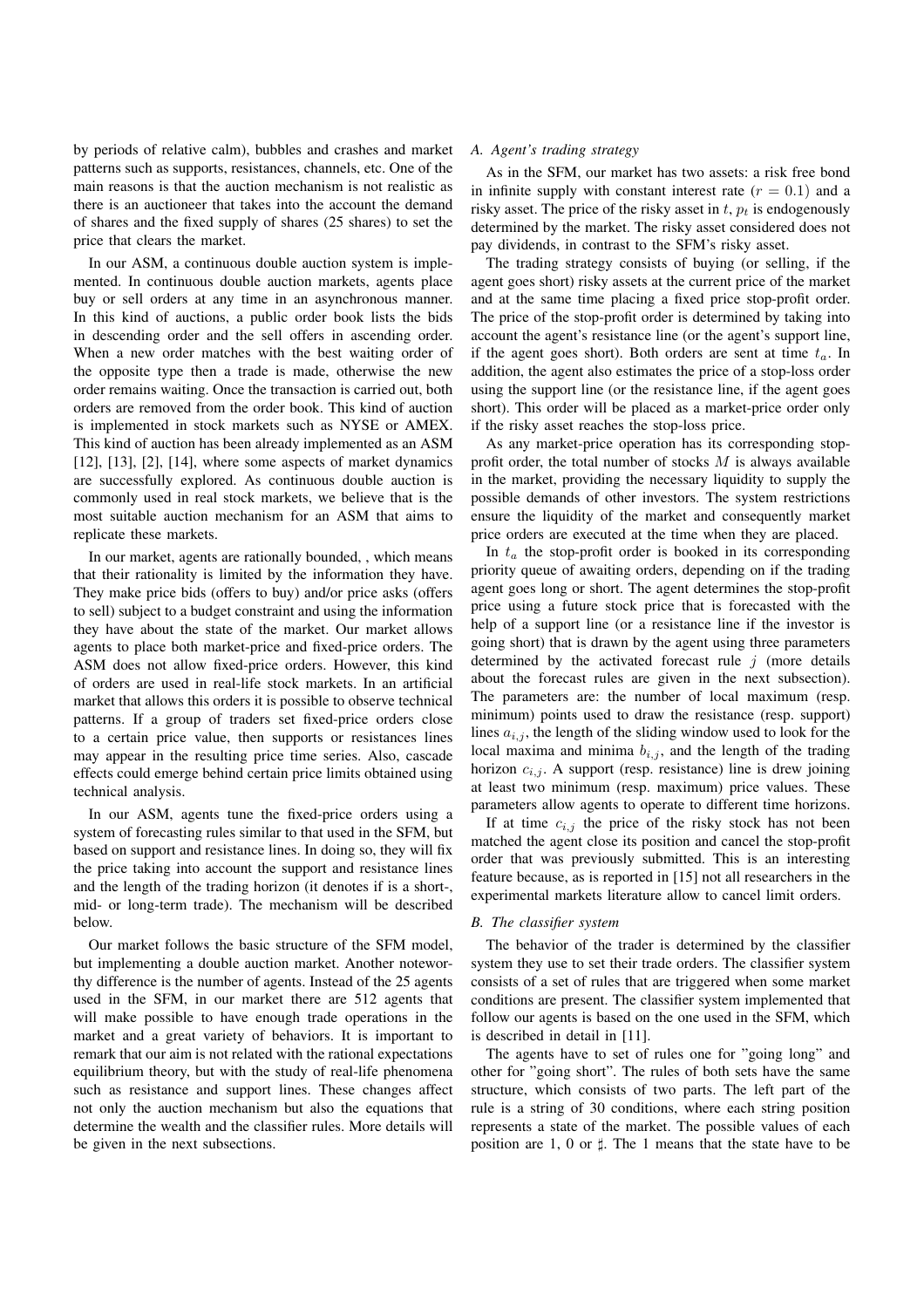by periods of relative calm), bubbles and crashes and market patterns such as supports, resistances, channels, etc. One of the main reasons is that the auction mechanism is not realistic as there is an auctioneer that takes into the account the demand of shares and the fixed supply of shares (25 shares) to set the price that clears the market.

In our ASM, a continuous double auction system is implemented. In continuous double auction markets, agents place buy or sell orders at any time in an asynchronous manner. In this kind of auctions, a public order book lists the bids in descending order and the sell offers in ascending order. When a new order matches with the best waiting order of the opposite type then a trade is made, otherwise the new order remains waiting. Once the transaction is carried out, both orders are removed from the order book. This kind of auction is implemented in stock markets such as NYSE or AMEX. This kind of auction has been already implemented as an ASM [12], [13], [2], [14], where some aspects of market dynamics are successfully explored. As continuous double auction is commonly used in real stock markets, we believe that is the most suitable auction mechanism for an ASM that aims to replicate these markets.

In our market, agents are rationally bounded, , which means that their rationality is limited by the information they have. They make price bids (offers to buy) and/or price asks (offers to sell) subject to a budget constraint and using the information they have about the state of the market. Our market allows agents to place both market-price and fixed-price orders. The ASM does not allow fixed-price orders. However, this kind of orders are used in real-life stock markets. In an artificial market that allows this orders it is possible to observe technical patterns. If a group of traders set fixed-price orders close to a certain price value, then supports or resistances lines may appear in the resulting price time series. Also, cascade effects could emerge behind certain price limits obtained using technical analysis.

In our ASM, agents tune the fixed-price orders using a system of forecasting rules similar to that used in the SFM, but based on support and resistance lines. In doing so, they will fix the price taking into account the support and resistance lines and the length of the trading horizon (it denotes if is a short-, mid- or long-term trade). The mechanism will be described below.

Our market follows the basic structure of the SFM model, but implementing a double auction market. Another noteworthy difference is the number of agents. Instead of the 25 agents used in the SFM, in our market there are 512 agents that will make possible to have enough trade operations in the market and a great variety of behaviors. It is important to remark that our aim is not related with the rational expectations equilibrium theory, but with the study of real-life phenomena such as resistance and support lines. These changes affect not only the auction mechanism but also the equations that determine the wealth and the classifier rules. More details will be given in the next subsections.

### A. Agent's trading strategy

As in the SFM, our market has two assets: a risk free bond in infinite supply with constant interest rate ($r = 0.1$) and a risky asset. The price of the risky asset in $t$, $p_t$ is endogenously determined by the market. The risky asset considered does not pay dividends, in contrast to the SFM's risky asset.

The trading strategy consists of buying (or selling, if the agent goes short) risky assets at the current price of the market and at the same time placing a fixed price stop-profit order. The price of the stop-profit order is determined by taking into account the agent's resistance line (or the agent's support line, if the agent goes short). Both orders are sent at time $t_a$. In addition, the agent also estimates the price of a stop-loss order using the support line (or the resistance line, if the agent goes short). This order will be placed as a market-price order only if the risky asset reaches the stop-loss price.

As any market-price operation has its corresponding stop-profit order, the total number of stocks $M$ is always available in the market, providing the necessary liquidity to supply the possible demands of other investors. The system restrictions ensure the liquidity of the market and consequently market price orders are executed at the time when they are placed.

In $t_a$ the stop-profit order is booked in its corresponding priority queue of awaiting orders, depending on if the trading agent goes long or short. The agent determines the stop-profit price using a future stock price that is forecasted with the help of a support line (or a resistance line if the investor is going short) that is drawn by the agent using three parameters determined by the activated forecast rule $j$ (more details about the forecast rules are given in the next subsection). The parameters are: the number of local maximum (resp. minimum) points used to draw the resistance (resp. support) lines $a_{i,j}$, the length of the sliding window used to look for the local maxima and minima $b_{i,j}$, and the length of the trading horizon $c_{i,j}$. A support (resp. resistance) line is drew joining at least two minimum (resp. maximum) price values. These parameters allow agents to operate to different time horizons.

If at time $c_{i,j}$ the price of the risky stock has not been matched the agent close its position and cancel the stop-profit order that was previously submitted. This is an interesting feature because, as is reported in [15] not all researchers in the experimental markets literature allow to cancel limit orders.

### B. The classifier system

The behavior of the trader is determined by the classifier system they use to set their trade orders. The classifier system consists of a set of rules that are triggered when some market conditions are present. The classifier system implemented that follow our agents is based on the one used in the SFM, which is described in detail in [11].

The agents have to set of rules one for "going long" and other for "going short". The rules of both sets have the same structure, which consists of two parts. The left part of the rule is a string of 30 conditions, where each string position represents a state of the market. The possible values of each position are 1, 0 or $\sharp$. The 1 means that the state have to be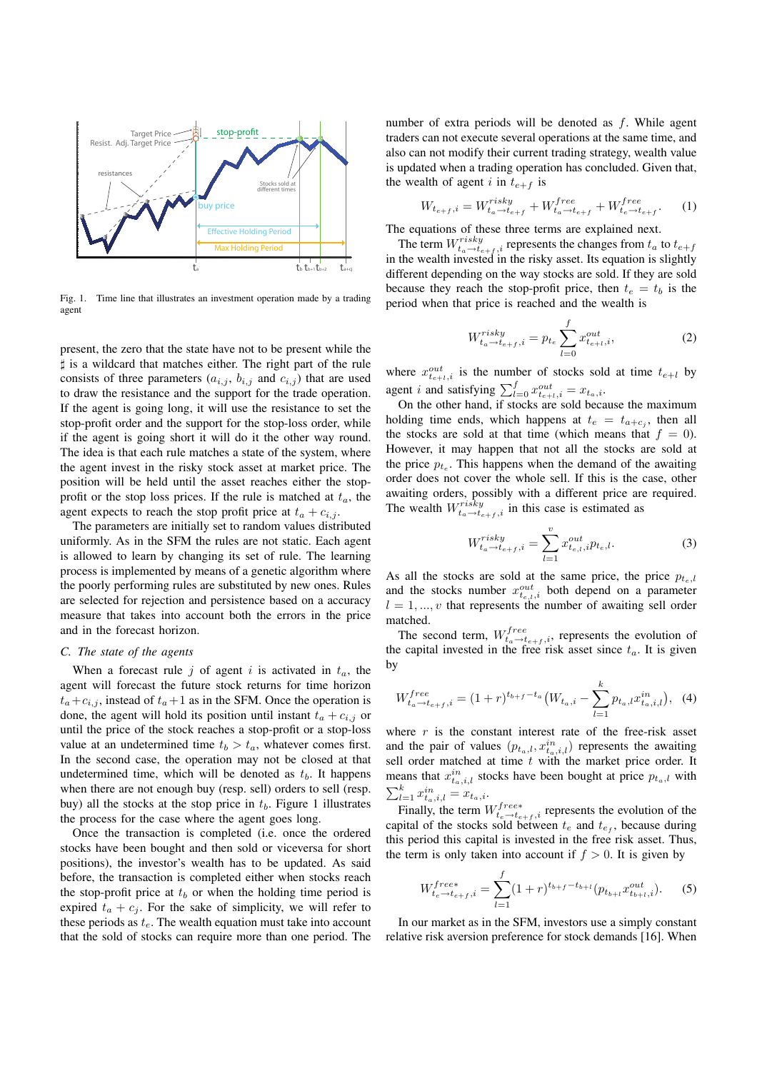Fig. 1. Time line that illustrates an investment operation made by a trading agent

present, the zero that the state have not to be present while the ♯ is a wildcard that matches either. The right part of the rule consists of three parameters ($a_{i,j}$, $b_{i,j}$ and $c_{i,j}$) that are used to draw the resistance and the support for the trade operation. If the agent is going long, it will use the resistance to set the stop-profit order and the support for the stop-loss order, while if the agent is going short it will do it the other way round. The idea is that each rule matches a state of the system, where the agent invest in the risky stock asset at market price. The position will be held until the asset reaches either the stop-profit or the stop loss prices. If the rule is matched at $t_a$, the agent expects to reach the stop profit price at $t_a + c_{i,j}$.

The parameters are initially set to random values distributed uniformly. As in the SFM the rules are not static. Each agent is allowed to learn by changing its set of rule. The learning process is implemented by means of a genetic algorithm where the poorly performing rules are substituted by new ones. Rules are selected for rejection and persistence based on a accuracy measure that takes into account both the errors in the price and in the forecast horizon.

### C. The state of the agents

When a forecast rule $j$ of agent $i$ is activated in $t_a$, the agent will forecast the future stock returns for time horizon $t_a+c_{i,j}$, instead of $t_a+1$ as in the SFM. Once the operation is done, the agent will hold its position until instant $t_a + c_{i,j}$ or until the price of the stock reaches a stop-profit or a stop-loss value at an undetermined time $t_b > t_a$, whatever comes first. In the second case, the operation may not be closed at that undetermined time, which will be denoted as $t_b$. It happens when there are not enough buy (resp. sell) orders to sell (resp. buy) all the stocks at the stop price in $t_b$. Figure 1 illustrates the process for the case where the agent goes long.

Once the transaction is completed (i.e. once the ordered stocks have been bought and then sold or viceversa for short positions), the investor's wealth has to be updated. As said before, the transaction is completed either when stocks reach the stop-profit price at $t_b$ or when the holding time period is expired $t_a + c_j$. For the sake of simplicity, we will refer to these periods as $t_e$. The wealth equation must take into account that the sold of stocks can require more than one period. The number of extra periods will be denoted as $f$. While agent traders can not execute several operations at the same time, and also can not modify their current trading strategy, wealth value is updated when a trading operation has concluded. Given that, the wealth of agent $i$ in $t_{e+f}$ is

$$W_{t_{e+f},i} = W^{risky}_{t_a \to t_{e+f}} + W^{free}_{t_a \to t_{e+f}} + W^{free}_{t_e \to t_{e+f}}. \quad (1)$$

The equations of these three terms are explained next.

The term $W^{risky}_{t_a \to t_{e+f},i}$ represents the changes from $t_a$ to $t_{e+f}$ in the wealth invested in the risky asset. Its equation is slightly different depending on the way stocks are sold. If they are sold because they reach the stop-profit price, then $t_e = t_b$ is the period when that price is reached and the wealth is

$$W^{risky}_{t_a \to t_{e+f},i} = p_{t_e} \sum_{l=0}^{f} x^{out}_{t_{e+l},i}, \quad (2)$$

where $x^{out}_{t_{e+l},i}$ is the number of stocks sold at time $t_{e+l}$ by agent $i$ and satisfying $\sum_{l=0}^{f} x^{out}_{t_{e+l},i} = x_{t_a,i}$.

On the other hand, if stocks are sold because the maximum holding time ends, which happens at $t_e = t_{a+c_j}$ then all the stocks are sold at that time (which means that $f = 0$). However, it may happen that not all the stocks are sold at the price $p_{t_e}$. This happens when the demand of the awaiting order does not cover the whole sell. If this is the case, other awaiting orders, possibly with a different price are required. The wealth $W^{risky}_{t_a \to t_{e+f},i}$ in this case is estimated as

$$W^{risky}_{t_a \to t_{e+f},i} = \sum_{l=1}^{v} x^{out}_{t_e,l,i} p_{t_e,l}. \quad (3)$$

As all the stocks are sold at the same price, the price $p_{t_e,l}$ and the stocks number $x^{out}_{t_e,l,i}$ both depend on a parameter $l = 1, ..., v$ that represents the number of awaiting sell order matched.

The second term, $W^{free}_{t_a \to t_{e+f},i}$, represents the evolution of the capital invested in the free risk asset since $t_a$. It is given by

$$W^{free}_{t_a \to t_{e+f},i} = (1+r)^{t_{b+f}-t_a} \left( W_{t_a,i} - \sum_{l=1}^{k} p_{t_a,l} x^{in}_{t_a,i,l} \right), \quad (4)$$

where $r$ is the constant interest rate of the free-risk asset and the pair of values $(p_{t_a,l}, x^{in}_{t_a,i,l})$ represents the awaiting sell order matched at time $t$ with the market price order. It means that $x^{in}_{t_a,i,l}$ stocks have been bought at price $p_{t_a,l}$ with $\sum_{l=1}^{k} x^{in}_{t_a,i,l} = x_{t_a,i}$.

Finally, the term $W^{free*}_{t_e \to t_{e+f},i}$ represents the evolution of the capital of the stocks sold between $t_e$ and $t_{e_f}$, because during this period this capital is invested in the free risk asset. Thus, the term is only taken into account if $f > 0$. It is given by

$$W^{free*}_{t_e \to t_{e+f},i} = \sum_{l=1}^{f} (1+r)^{t_{b+f}-t_{b+l}} (p_{t_{b+l}} x^{out}_{t_{b+l},i}). \quad (5)$$

In our market as in the SFM, investors use a simply constant relative risk aversion preference for stock demands [16]. When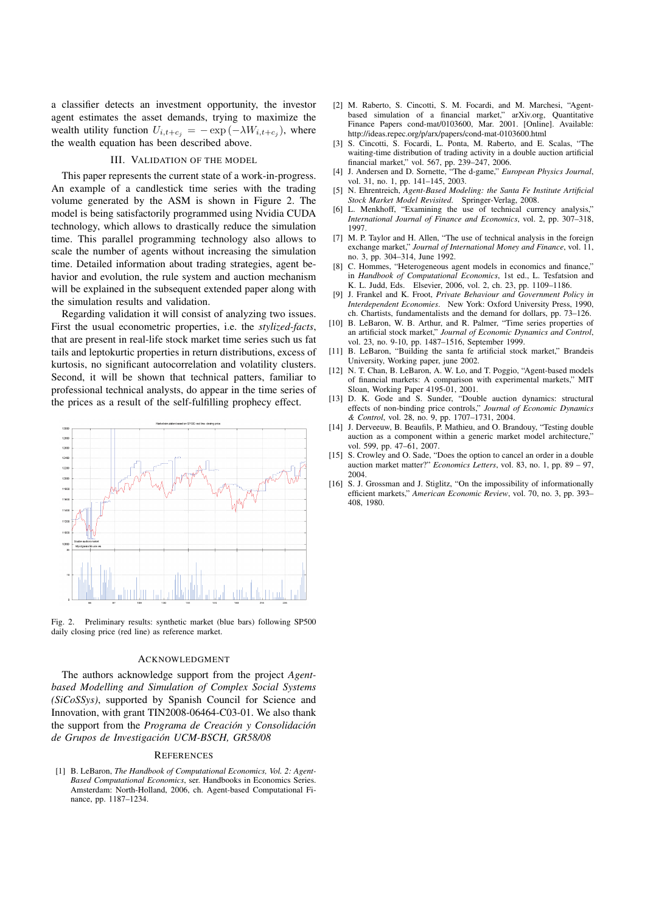a classifier detects an investment opportunity, the investor agent estimates the asset demands, trying to maximize the wealth utility function $U_{i,t+c_j} = -\exp\left(-\lambda W_{i,t+c_j}\right)$, where the wealth equation has been described above.

## III. Validation of the Model

This paper represents the current state of a work-in-progress. An example of a candlestick time series with the trading volume generated by the ASM is shown in Figure 2. The model is being satisfactorily programmed using Nvidia CUDA technology, which allows to drastically reduce the simulation time. This parallel programming technology also allows to scale the number of agents without increasing the simulation time. Detailed information about trading strategies, agent behavior and evolution, the rule system and auction mechanism will be explained in the subsequent extended paper along with the simulation results and validation.

Regarding validation it will consist of analyzing two issues. First the usual econometric properties, i.e. the *stylized-facts*, that are present in real-life stock market time series such us fat tails and leptokurtic properties in return distributions, excess of kurtosis, no significant autocorrelation and volatility clusters. Second, it will be shown that technical patters, familiar to professional technical analysts, do appear in the time series of the prices as a result of the self-fulfilling prophecy effect.

Fig. 2. Preliminary results: synthetic market (blue bars) following SP500 daily closing price (red line) as reference market.

## Acknowledgment

The authors acknowledge support from the project *Agent-based Modelling and Simulation of Complex Social Systems (SiCoSSys)*, supported by Spanish Council for Science and Innovation, with grant TIN2008-06464-C03-01. We also thank the support from the *Programa de Creación y Consolidación de Grupos de Investigación UCM-BSCH, GR58/08*

## References

[1] B. LeBaron, *The Handbook of Computational Economics, Vol. 2: Agent-Based Computational Economics*, ser. Handbooks in Economics Series. Amsterdam: North-Holland, 2006, ch. Agent-based Computational Finance, pp. 1187–1234.

[2] M. Raberto, S. Cincotti, S. M. Focardi, and M. Marchesi, "Agent-based simulation of a financial market," arXiv.org, Quantitative Finance Papers cond-mat/0103600, Mar. 2001. [Online]. Available: http://ideas.repec.org/p/arx/papers/cond-mat-0103600.html

[3] S. Cincotti, S. Focardi, L. Ponta, M. Raberto, and E. Scalas, "The waiting-time distribution of trading activity in a double auction artificial financial market," vol. 567, pp. 239–247, 2006.

[4] J. Andersen and D. Sornette, "The d-game," *European Physics Journal*, vol. 31, no. 1, pp. 141–145, 2003.

[5] N. Ehrentreich, *Agent-Based Modeling: the Santa Fe Institute Artificial Stock Market Model Revisited*. Springer-Verlag, 2008.

[6] L. Menkhoff, "Examining the use of technical currency analysis," *International Journal of Finance and Economics*, vol. 2, pp. 307–318, 1997.

[7] M. P. Taylor and H. Allen, "The use of technical analysis in the foreign exchange market," *Journal of International Money and Finance*, vol. 11, no. 3, pp. 304–314, June 1992.

[8] C. Hommes, "Heterogeneous agent models in economics and finance," in *Handbook of Computational Economics*, 1st ed., L. Tesfatsion and K. L. Judd, Eds. Elsevier, 2006, vol. 2, ch. 23, pp. 1109–1186.

[9] J. Frankel and K. Froot, *Private Behaviour and Government Policy in Interdependent Economies*. New York: Oxford University Press, 1990, ch. Chartists, fundamentalists and the demand for dollars, pp. 73–126.

[10] B. LeBaron, W. B. Arthur, and R. Palmer, "Time series properties of an artificial stock market," *Journal of Economic Dynamics and Control*, vol. 23, no. 9-10, pp. 1487–1516, September 1999.

[11] B. LeBaron, "Building the santa fe artificial stock market," Brandeis University, Working paper, june 2002.

[12] N. T. Chan, B. LeBaron, A. W. Lo, and T. Poggio, "Agent-based models of financial markets: A comparison with experimental markets," MIT Sloan, Working Paper 4195-01, 2001.

[13] D. K. Gode and S. Sunder, "Double auction dynamics: structural effects of non-binding price controls," *Journal of Economic Dynamics & Control*, vol. 28, no. 9, pp. 1707–1731, 2004.

[14] J. Derveeuw, B. Beaufils, P. Mathieu, and O. Brandouy, "Testing double auction as a component within a generic market model architecture," vol. 599, pp. 47–61, 2007.

[15] S. Crowley and O. Sade, "Does the option to cancel an order in a double auction market matter?" *Economics Letters*, vol. 83, no. 1, pp. 89 – 97, 2004.

[16] S. J. Grossman and J. Stiglitz, "On the impossibility of informationally efficient markets," *American Economic Review*, vol. 70, no. 3, pp. 393–408, 1980.